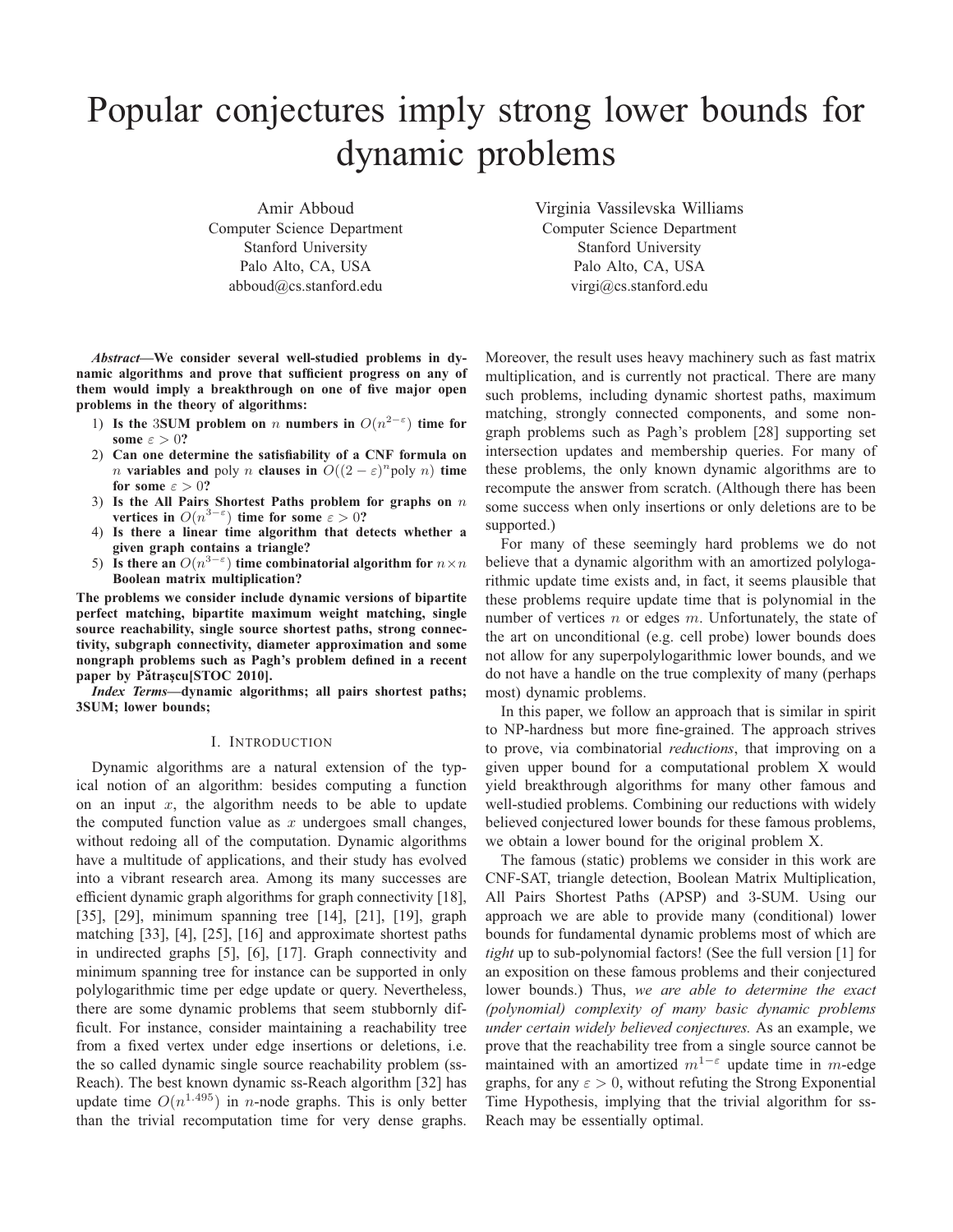# Popular conjectures imply strong lower bounds for dynamic problems

Amir Abboud
Computer Science Department
Stanford University
Palo Alto, CA, USA
abboud@cs.stanford.edu

Virginia Vassilevska Williams
Computer Science Department
Stanford University
Palo Alto, CA, USA
virgi@cs.stanford.edu

***Abstract*—We consider several well-studied problems in dynamic algorithms and prove that sufficient progress on any of them would imply a breakthrough on one of five major open problems in the theory of algorithms:**

1) **Is the 3SUM problem on $n$ numbers in $O(n^{2-\varepsilon})$ time for some $\varepsilon > 0$?**
2) **Can one determine the satisfiability of a CNF formula on $n$ variables and poly $n$ clauses in $O((2-\varepsilon)^n \text{poly } n)$ time for some $\varepsilon > 0$?**
3) **Is the All Pairs Shortest Paths problem for graphs on $n$ vertices in $O(n^{3-\varepsilon})$ time for some $\varepsilon > 0$?**
4) **Is there a linear time algorithm that detects whether a given graph contains a triangle?**
5) **Is there an $O(n^{3-\varepsilon})$ time combinatorial algorithm for $n \times n$ Boolean matrix multiplication?**

**The problems we consider include dynamic versions of bipartite perfect matching, bipartite maximum weight matching, single source reachability, single source shortest paths, strong connectivity, subgraph connectivity, diameter approximation and some nongraph problems such as Pagh's problem defined in a recent paper by Pătraşcu[STOC 2010].**

***Index Terms*—dynamic algorithms; all pairs shortest paths; 3SUM; lower bounds;**

## I. Introduction

Dynamic algorithms are a natural extension of the typical notion of an algorithm: besides computing a function on an input $x$, the algorithm needs to be able to update the computed function value as $x$ undergoes small changes, without redoing all of the computation. Dynamic algorithms have a multitude of applications, and their study has evolved into a vibrant research area. Among its many successes are efficient dynamic graph algorithms for graph connectivity [18], [35], [29], minimum spanning tree [14], [21], [19], graph matching [33], [4], [25], [16] and approximate shortest paths in undirected graphs [5], [6], [17]. Graph connectivity and minimum spanning tree for instance can be supported in only polylogarithmic time per edge update or query. Nevertheless, there are some dynamic problems that seem stubbornly difficult. For instance, consider maintaining a reachability tree from a fixed vertex under edge insertions or deletions, i.e. the so called dynamic single source reachability problem (ss-Reach). The best known dynamic ss-Reach algorithm [32] has update time $O(n^{1.495})$ in $n$-node graphs. This is only better than the trivial recomputation time for very dense graphs. Moreover, the result uses heavy machinery such as fast matrix multiplication, and is currently not practical. There are many such problems, including dynamic shortest paths, maximum matching, strongly connected components, and some non-graph problems such as Pagh's problem [28] supporting set intersection updates and membership queries. For many of these problems, the only known dynamic algorithms are to recompute the answer from scratch. (Although there has been some success when only insertions or only deletions are to be supported.)

For many of these seemingly hard problems we do not believe that a dynamic algorithm with an amortized polylogarithmic update time exists and, in fact, it seems plausible that these problems require update time that is polynomial in the number of vertices $n$ or edges $m$. Unfortunately, the state of the art on unconditional (e.g. cell probe) lower bounds does not allow for any superpolylogarithmic lower bounds, and we do not have a handle on the true complexity of many (perhaps most) dynamic problems.

In this paper, we follow an approach that is similar in spirit to NP-hardness but more fine-grained. The approach strives to prove, via combinatorial *reductions*, that improving on a given upper bound for a computational problem X would yield breakthrough algorithms for many other famous and well-studied problems. Combining our reductions with widely believed conjectured lower bounds for these famous problems, we obtain a lower bound for the original problem X.

The famous (static) problems we consider in this work are CNF-SAT, triangle detection, Boolean Matrix Multiplication, All Pairs Shortest Paths (APSP) and 3-SUM. Using our approach we are able to provide many (conditional) lower bounds for fundamental dynamic problems most of which are *tight* up to sub-polynomial factors! (See the full version [1] for an exposition on these famous problems and their conjectured lower bounds.) Thus, *we are able to determine the exact (polynomial) complexity of many basic dynamic problems under certain widely believed conjectures.* As an example, we prove that the reachability tree from a single source cannot be maintained with an amortized $m^{1-\varepsilon}$ update time in $m$-edge graphs, for any $\varepsilon > 0$, without refuting the Strong Exponential Time Hypothesis, implying that the trivial algorithm for ss-Reach may be essentially optimal.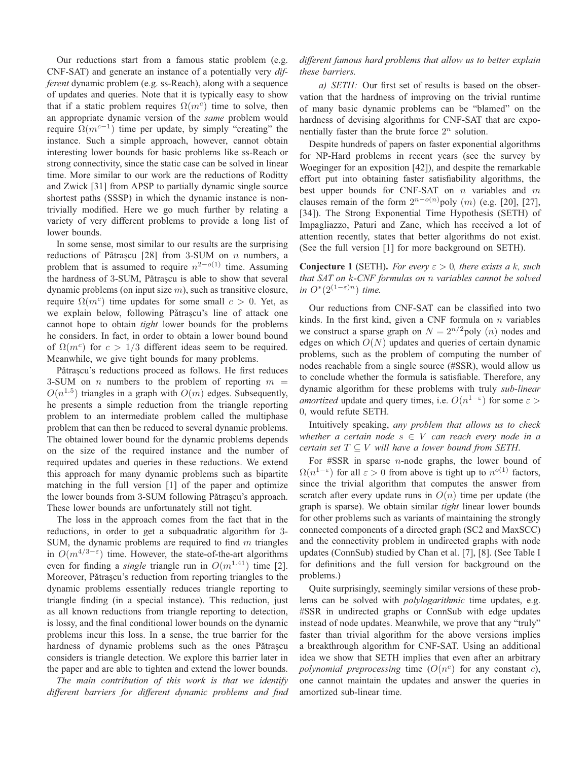Our reductions start from a famous static problem (e.g. CNF-SAT) and generate an instance of a potentially very *different* dynamic problem (e.g. ss-Reach), along with a sequence of updates and queries. Note that it is typically easy to show that if a static problem requires $\Omega(m^c)$ time to solve, then an appropriate dynamic version of the *same* problem would require $\Omega(m^{c-1})$ time per update, by simply "creating" the instance. Such a simple approach, however, cannot obtain interesting lower bounds for basic problems like ss-Reach or strong connectivity, since the static case can be solved in linear time. More similar to our work are the reductions of Roditty and Zwick [31] from APSP to partially dynamic single source shortest paths (SSSP) in which the dynamic instance is non-trivially modified. Here we go much further by relating a variety of very different problems to provide a long list of lower bounds.

In some sense, most similar to our results are the surprising reductions of Pătraşcu [28] from 3-SUM on $n$ numbers, a problem that is assumed to require $n^{2-o(1)}$ time. Assuming the hardness of 3-SUM, Pătraşcu is able to show that several dynamic problems (on input size $m$), such as transitive closure, require $\Omega(m^c)$ time updates for some small $c > 0$. Yet, as we explain below, following Pătraşcu's line of attack one cannot hope to obtain *tight* lower bounds for the problems he considers. In fact, in order to obtain a lower bound bound of $\Omega(m^c)$ for $c > 1/3$ different ideas seem to be required. Meanwhile, we give tight bounds for many problems.

Pătraşcu's reductions proceed as follows. He first reduces 3-SUM on $n$ numbers to the problem of reporting $m = O(n^{1.5})$ triangles in a graph with $O(m)$ edges. Subsequently, he presents a simple reduction from the triangle reporting problem to an intermediate problem called the multiphase problem that can then be reduced to several dynamic problems. The obtained lower bound for the dynamic problems depends on the size of the required instance and the number of required updates and queries in these reductions. We extend this approach for many dynamic problems such as bipartite matching in the full version [1] of the paper and optimize the lower bounds from 3-SUM following Pătraşcu's approach. These lower bounds are unfortunately still not tight.

The loss in the approach comes from the fact that in the reductions, in order to get a subquadratic algorithm for 3-SUM, the dynamic problems are required to find $m$ triangles in $O(m^{4/3-\varepsilon})$ time. However, the state-of-the-art algorithms even for finding a *single* triangle run in $O(m^{1.41})$ time [2]. Moreover, Pătraşcu's reduction from reporting triangles to the dynamic problems essentially reduces triangle reporting to triangle finding (in a special instance). This reduction, just as all known reductions from triangle reporting to detection, is lossy, and the final conditional lower bounds on the dynamic problems incur this loss. In a sense, the true barrier for the hardness of dynamic problems such as the ones Pătraşcu considers is triangle detection. We explore this barrier later in the paper and are able to tighten and extend the lower bounds.

*The main contribution of this work is that we identify different barriers for different dynamic problems and find different famous hard problems that allow us to better explain these barriers.*

*a) SETH:* Our first set of results is based on the observation that the hardness of improving on the trivial runtime of many basic dynamic problems can be "blamed" on the hardness of devising algorithms for CNF-SAT that are exponentially faster than the brute force $2^n$ solution.

Despite hundreds of papers on faster exponential algorithms for NP-Hard problems in recent years (see the survey by Woeginger for an exposition [42]), and despite the remarkable effort put into obtaining faster satisfiability algorithms, the best upper bounds for CNF-SAT on $n$ variables and $m$ clauses remain of the form $2^{n-o(n)}\text{poly}(m)$ (e.g. [20], [27], [34]). The Strong Exponential Time Hypothesis (SETH) of Impagliazzo, Paturi and Zane, which has received a lot of attention recently, states that better algorithms do not exist. (See the full version [1] for more background on SETH).

**Conjecture 1** (SETH). *For every $\varepsilon > 0$, there exists a $k$, such that SAT on $k$-CNF formulas on $n$ variables cannot be solved in $O^*(2^{(1-\varepsilon)n})$ time.*

Our reductions from CNF-SAT can be classified into two kinds. In the first kind, given a CNF formula on $n$ variables we construct a sparse graph on $N = 2^{n/2}\text{poly}(n)$ nodes and edges on which $O(N)$ updates and queries of certain dynamic problems, such as the problem of computing the number of nodes reachable from a single source (#SSR), would allow us to conclude whether the formula is satisfiable. Therefore, any dynamic algorithm for these problems with truly *sub-linear amortized* update and query times, i.e. $O(n^{1-\varepsilon})$ for some $\varepsilon > 0$, would refute SETH.

Intuitively speaking, *any problem that allows us to check whether a certain node $s \in V$ can reach every node in a certain set $T \subseteq V$ will have a lower bound from SETH.*

For #SSR in sparse $n$-node graphs, the lower bound of $\Omega(n^{1-\varepsilon})$ for all $\varepsilon > 0$ from above is tight up to $n^{o(1)}$ factors, since the trivial algorithm that computes the answer from scratch after every update runs in $O(n)$ time per update (the graph is sparse). We obtain similar *tight* linear lower bounds for other problems such as variants of maintaining the strongly connected components of a directed graph (SC2 and MaxSCC) and the connectivity problem in undirected graphs with node updates (ConnSub) studied by Chan et al. [7], [8]. (See Table I for definitions and the full version for background on the problems.)

Quite surprisingly, seemingly similar versions of these problems can be solved with *polylogarithmic* time updates, e.g. #SSR in undirected graphs or ConnSub with edge updates instead of node updates. Meanwhile, we prove that any "truly" faster than trivial algorithm for the above versions implies a breakthrough algorithm for CNF-SAT. Using an additional idea we show that SETH implies that even after an arbitrary *polynomial preprocessing* time ($O(n^c)$ for any constant $c$), one cannot maintain the updates and answer the queries in amortized sub-linear time.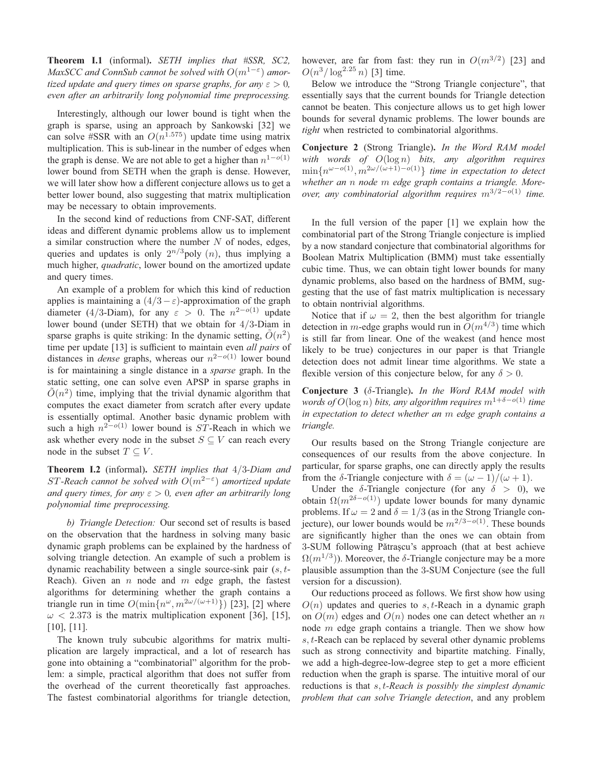**Theorem I.1** (informal)**.** *SETH implies that #SSR, SC2, MaxSCC and ConnSub cannot be solved with $O(m^{1-\varepsilon})$ amortized update and query times on sparse graphs, for any $\varepsilon > 0$, even after an arbitrarily long polynomial time preprocessing.*

Interestingly, although our lower bound is tight when the graph is sparse, using an approach by Sankowski [32] we can solve #SSR with an $O(n^{1.575})$ update time using matrix multiplication. This is sub-linear in the number of edges when the graph is dense. We are not able to get a higher than $n^{1-o(1)}$ lower bound from SETH when the graph is dense. However, we will later show how a different conjecture allows us to get a better lower bound, also suggesting that matrix multiplication may be necessary to obtain improvements.

In the second kind of reductions from CNF-SAT, different ideas and different dynamic problems allow us to implement a similar construction where the number $N$ of nodes, edges, queries and updates is only $2^{n/3}\text{poly}\,(n)$, thus implying a much higher, *quadratic*, lower bound on the amortized update and query times.

An example of a problem for which this kind of reduction applies is maintaining a $(4/3 - \varepsilon)$-approximation of the graph diameter ($4/3$-Diam), for any $\varepsilon > 0$. The $n^{2-o(1)}$ update lower bound (under SETH) that we obtain for $4/3$-Diam in sparse graphs is quite striking: In the dynamic setting, $\tilde{O}(n^2)$ time per update [13] is sufficient to maintain even *all pairs* of distances in *dense* graphs, whereas our $n^{2-o(1)}$ lower bound is for maintaining a single distance in a *sparse* graph. In the static setting, one can solve even APSP in sparse graphs in $\tilde{O}(n^2)$ time, implying that the trivial dynamic algorithm that computes the exact diameter from scratch after every update is essentially optimal. Another basic dynamic problem with such a high $n^{2-o(1)}$ lower bound is $ST$-Reach in which we ask whether every node in the subset $S \subseteq V$ can reach every node in the subset $T \subseteq V$.

**Theorem I.2** (informal)**.** *SETH implies that $4/3$-Diam and $ST$-Reach cannot be solved with $O(m^{2-\varepsilon})$ amortized update and query times, for any $\varepsilon > 0$, even after an arbitrarily long polynomial time preprocessing.*

*b) Triangle Detection:* Our second set of results is based on the observation that the hardness in solving many basic dynamic graph problems can be explained by the hardness of solving triangle detection. An example of such a problem is dynamic reachability between a single source-sink pair ($s, t$-Reach). Given an $n$ node and $m$ edge graph, the fastest algorithms for determining whether the graph contains a triangle run in time $O(\min\{n^{\omega}, m^{2\omega/(\omega+1)}\})$ [23], [2] where $\omega < 2.373$ is the matrix multiplication exponent [36], [15], [10], [11].

The known truly subcubic algorithms for matrix multiplication are largely impractical, and a lot of research has gone into obtaining a "combinatorial" algorithm for the problem: a simple, practical algorithm that does not suffer from the overhead of the current theoretically fast approaches. The fastest combinatorial algorithms for triangle detection, however, are far from fast: they run in $O(m^{3/2})$ [23] and $O(n^3/\log^{2.25} n)$ [3] time.

Below we introduce the "Strong Triangle conjecture", that essentially says that the current bounds for Triangle detection cannot be beaten. This conjecture allows us to get high lower bounds for several dynamic problems. The lower bounds are *tight* when restricted to combinatorial algorithms.

**Conjecture 2** (Strong Triangle)**.** *In the Word RAM model with words of $O(\log n)$ bits, any algorithm requires $\min\{n^{\omega-o(1)}, m^{2\omega/(\omega+1)-o(1)}\}$ time in expectation to detect whether an $n$ node $m$ edge graph contains a triangle. Moreover, any combinatorial algorithm requires $m^{3/2-o(1)}$ time.*

In the full version of the paper [1] we explain how the combinatorial part of the Strong Triangle conjecture is implied by a now standard conjecture that combinatorial algorithms for Boolean Matrix Multiplication (BMM) must take essentially cubic time. Thus, we can obtain tight lower bounds for many dynamic problems, also based on the hardness of BMM, suggesting that the use of fast matrix multiplication is necessary to obtain nontrivial algorithms.

Notice that if $\omega = 2$, then the best algorithm for triangle detection in $m$-edge graphs would run in $O(m^{4/3})$ time which is still far from linear. One of the weakest (and hence most likely to be true) conjectures in our paper is that Triangle detection does not admit linear time algorithms. We state a flexible version of this conjecture below, for any $\delta > 0$.

**Conjecture 3** ($\delta$-Triangle)**.** *In the Word RAM model with words of $O(\log n)$ bits, any algorithm requires $m^{1+\delta-o(1)}$ time in expectation to detect whether an $m$ edge graph contains a triangle.*

Our results based on the Strong Triangle conjecture are consequences of our results from the above conjecture. In particular, for sparse graphs, one can directly apply the results from the $\delta$-Triangle conjecture with $\delta = (\omega - 1)/(\omega + 1)$.

Under the $\delta$-Triangle conjecture (for any $\delta > 0$), we obtain $\Omega(m^{2\delta-o(1)})$ update lower bounds for many dynamic problems. If $\omega = 2$ and $\delta = 1/3$ (as in the Strong Triangle conjecture), our lower bounds would be $m^{2/3-o(1)}$. These bounds are significantly higher than the ones we can obtain from 3-SUM following Pătraşcu's approach (that at best achieve $\Omega(m^{1/3})$). Moreover, the $\delta$-Triangle conjecture may be a more plausible assumption than the 3-SUM Conjecture (see the full version for a discussion).

Our reductions proceed as follows. We first show how using $O(n)$ updates and queries to $s, t$-Reach in a dynamic graph on $O(m)$ edges and $O(n)$ nodes one can detect whether an $n$ node $m$ edge graph contains a triangle. Then we show how $s, t$-Reach can be replaced by several other dynamic problems such as strong connectivity and bipartite matching. Finally, we add a high-degree-low-degree step to get a more efficient reduction when the graph is sparse. The intuitive moral of our reductions is that *$s, t$-Reach is possibly the simplest dynamic problem that can solve Triangle detection*, and any problem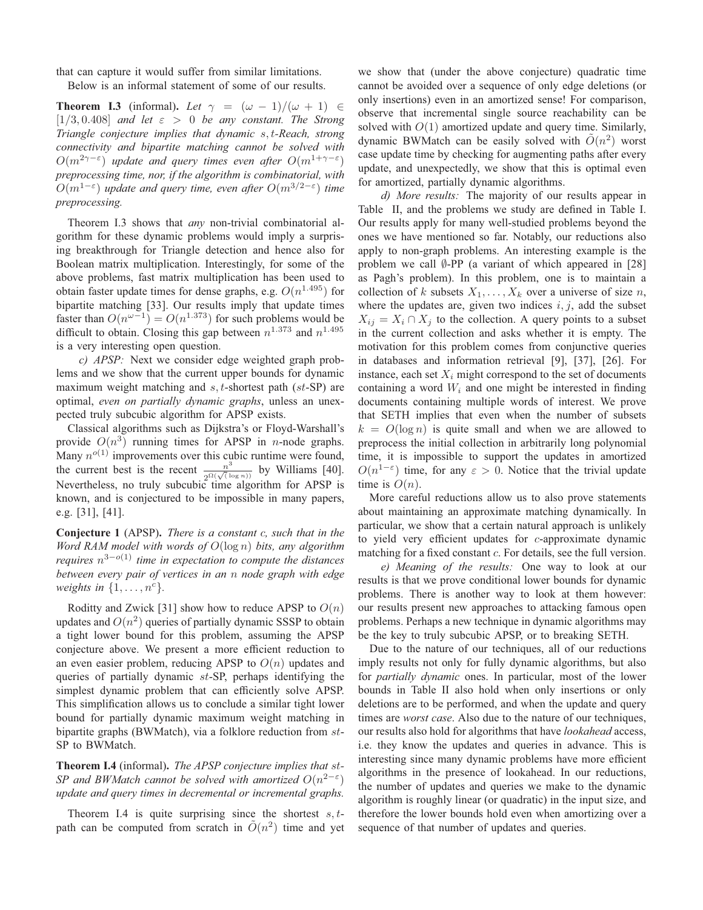that can capture it would suffer from similar limitations.

Below is an informal statement of some of our results.

**Theorem I.3** (informal). *Let $\gamma = (\omega - 1)/(\omega + 1) \in [1/3, 0.408]$ and let $\varepsilon > 0$ be any constant. The Strong Triangle conjecture implies that dynamic $s,t$-Reach, strong connectivity and bipartite matching cannot be solved with $O(m^{2\gamma-\varepsilon})$ update and query times even after $O(m^{1+\gamma-\varepsilon})$ preprocessing time, nor, if the algorithm is combinatorial, with $O(m^{1-\varepsilon})$ update and query time, even after $O(m^{3/2-\varepsilon})$ time preprocessing.*

Theorem I.3 shows that *any* non-trivial combinatorial algorithm for these dynamic problems would imply a surprising breakthrough for Triangle detection and hence also for Boolean matrix multiplication. Interestingly, for some of the above problems, fast matrix multiplication has been used to obtain faster update times for dense graphs, e.g. $O(n^{1.495})$ for bipartite matching [33]. Our results imply that update times faster than $O(n^{\omega-1}) = O(n^{1.373})$ for such problems would be difficult to obtain. Closing this gap between $n^{1.373}$ and $n^{1.495}$ is a very interesting open question.

*c) APSP:* Next we consider edge weighted graph problems and we show that the current upper bounds for dynamic maximum weight matching and $s,t$-shortest path ($st$-SP) are optimal, *even on partially dynamic graphs*, unless an unexpected truly subcubic algorithm for APSP exists.

Classical algorithms such as Dijkstra's or Floyd-Warshall's provide $O(n^3)$ running times for APSP in $n$-node graphs. Many $n^{o(1)}$ improvements over this cubic runtime were found, the current best is the recent $\frac{n^3}{2^{\Omega(\sqrt{(\log n)})}}$ by Williams [40]. Nevertheless, no truly subcubic time algorithm for APSP is known, and is conjectured to be impossible in many papers, e.g. [31], [41].

**Conjecture 1** (APSP). *There is a constant $c$, such that in the Word RAM model with words of $O(\log n)$ bits, any algorithm requires $n^{3-o(1)}$ time in expectation to compute the distances between every pair of vertices in an $n$ node graph with edge weights in $\{1, \ldots, n^c\}$.*

Roditty and Zwick [31] show how to reduce APSP to $O(n)$ updates and $O(n^2)$ queries of partially dynamic SSSP to obtain a tight lower bound for this problem, assuming the APSP conjecture above. We present a more efficient reduction to an even easier problem, reducing APSP to $O(n)$ updates and queries of partially dynamic $st$-SP, perhaps identifying the simplest dynamic problem that can efficiently solve APSP. This simplification allows us to conclude a similar tight lower bound for partially dynamic maximum weight matching in bipartite graphs (BWMatch), via a folklore reduction from $st$-SP to BWMatch.

**Theorem I.4** (informal). *The APSP conjecture implies that $st$-SP and BWMatch cannot be solved with amortized $O(n^{2-\varepsilon})$ update and query times in decremental or incremental graphs.*

Theorem I.4 is quite surprising since the shortest $s,t$-path can be computed from scratch in $\tilde{O}(n^2)$ time and yet we show that (under the above conjecture) quadratic time cannot be avoided over a sequence of only edge deletions (or only insertions) even in an amortized sense! For comparison, observe that incremental single source reachability can be solved with $O(1)$ amortized update and query time. Similarly, dynamic BWMatch can be easily solved with $\tilde{O}(n^2)$ worst case update time by checking for augmenting paths after every update, and unexpectedly, we show that this is optimal even for amortized, partially dynamic algorithms.

*d) More results:* The majority of our results appear in Table II, and the problems we study are defined in Table I. Our results apply for many well-studied problems beyond the ones we have mentioned so far. Notably, our reductions also apply to non-graph problems. An interesting example is the problem we call $\emptyset$-PP (a variant of which appeared in [28] as Pagh's problem). In this problem, one is to maintain a collection of $k$ subsets $X_1, \ldots, X_k$ over a universe of size $n$, where the updates are, given two indices $i, j$, add the subset $X_{ij} = X_i \cap X_j$ to the collection. A query points to a subset in the current collection and asks whether it is empty. The motivation for this problem comes from conjunctive queries in databases and information retrieval [9], [37], [26]. For instance, each set $X_i$ might correspond to the set of documents containing a word $W_i$ and one might be interested in finding documents containing multiple words of interest. We prove that SETH implies that even when the number of subsets $k = O(\log n)$ is quite small and when we are allowed to preprocess the initial collection in arbitrarily long polynomial time, it is impossible to support the updates in amortized $O(n^{1-\varepsilon})$ time, for any $\varepsilon > 0$. Notice that the trivial update time is $O(n)$.

More careful reductions allow us to also prove statements about maintaining an approximate matching dynamically. In particular, we show that a certain natural approach is unlikely to yield very efficient updates for $c$-approximate dynamic matching for a fixed constant $c$. For details, see the full version.

*e) Meaning of the results:* One way to look at our results is that we prove conditional lower bounds for dynamic problems. There is another way to look at them however: our results present new approaches to attacking famous open problems. Perhaps a new technique in dynamic algorithms may be the key to truly subcubic APSP, or to breaking SETH.

Due to the nature of our techniques, all of our reductions imply results not only for fully dynamic algorithms, but also for *partially dynamic* ones. In particular, most of the lower bounds in Table II also hold when only insertions or only deletions are to be performed, and when the update and query times are *worst case*. Also due to the nature of our techniques, our results also hold for algorithms that have *lookahead* access, i.e. they know the updates and queries in advance. This is interesting since many dynamic problems have more efficient algorithms in the presence of lookahead. In our reductions, the number of updates and queries we make to the dynamic algorithm is roughly linear (or quadratic) in the input size, and therefore the lower bounds hold even when amortizing over a sequence of that number of updates and queries.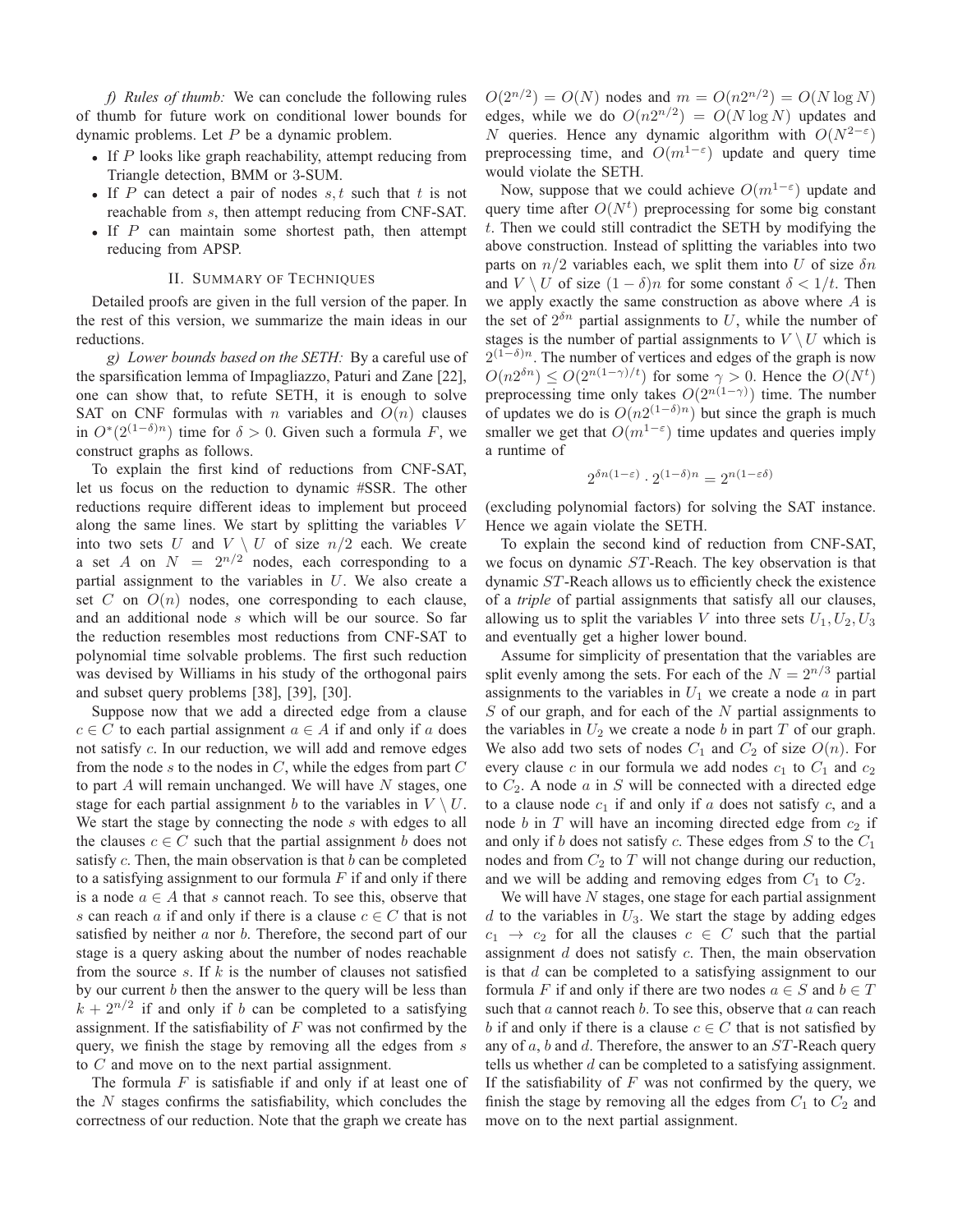*f) Rules of thumb:* We can conclude the following rules of thumb for future work on conditional lower bounds for dynamic problems. Let $P$ be a dynamic problem.

- If $P$ looks like graph reachability, attempt reducing from Triangle detection, BMM or 3-SUM.
- If $P$ can detect a pair of nodes $s, t$ such that $t$ is not reachable from $s$, then attempt reducing from CNF-SAT.
- If $P$ can maintain some shortest path, then attempt reducing from APSP.

## II. Summary of Techniques

Detailed proofs are given in the full version of the paper. In the rest of this version, we summarize the main ideas in our reductions.

*g) Lower bounds based on the SETH:* By a careful use of the sparsification lemma of Impagliazzo, Paturi and Zane [22], one can show that, to refute SETH, it is enough to solve SAT on CNF formulas with $n$ variables and $O(n)$ clauses in $O^*(2^{(1-\delta)n})$ time for $\delta > 0$. Given such a formula $F$, we construct graphs as follows.

To explain the first kind of reductions from CNF-SAT, let us focus on the reduction to dynamic #SSR. The other reductions require different ideas to implement but proceed along the same lines. We start by splitting the variables $V$ into two sets $U$ and $V \setminus U$ of size $n/2$ each. We create a set $A$ on $N = 2^{n/2}$ nodes, each corresponding to a partial assignment to the variables in $U$. We also create a set $C$ on $O(n)$ nodes, one corresponding to each clause, and an additional node $s$ which will be our source. So far the reduction resembles most reductions from CNF-SAT to polynomial time solvable problems. The first such reduction was devised by Williams in his study of the orthogonal pairs and subset query problems [38], [39], [30].

Suppose now that we add a directed edge from a clause $c \in C$ to each partial assignment $a \in A$ if and only if $a$ does not satisfy $c$. In our reduction, we will add and remove edges from the node $s$ to the nodes in $C$, while the edges from part $C$ to part $A$ will remain unchanged. We will have $N$ stages, one stage for each partial assignment $b$ to the variables in $V \setminus U$. We start the stage by connecting the node $s$ with edges to all the clauses $c \in C$ such that the partial assignment $b$ does not satisfy $c$. Then, the main observation is that $b$ can be completed to a satisfying assignment to our formula $F$ if and only if there is a node $a \in A$ that $s$ cannot reach. To see this, observe that $s$ can reach $a$ if and only if there is a clause $c \in C$ that is not satisfied by neither $a$ nor $b$. Therefore, the second part of our stage is a query asking about the number of nodes reachable from the source $s$. If $k$ is the number of clauses not satisfied by our current $b$ then the answer to the query will be less than $k + 2^{n/2}$ if and only if $b$ can be completed to a satisfying assignment. If the satisfiability of $F$ was not confirmed by the query, we finish the stage by removing all the edges from $s$ to $C$ and move on to the next partial assignment.

The formula $F$ is satisfiable if and only if at least one of the $N$ stages confirms the satisfiability, which concludes the correctness of our reduction. Note that the graph we create has $O(2^{n/2}) = O(N)$ nodes and $m = O(n2^{n/2}) = O(N \log N)$ edges, while we do $O(n2^{n/2}) = O(N \log N)$ updates and $N$ queries. Hence any dynamic algorithm with $O(N^{2-\varepsilon})$ preprocessing time, and $O(m^{1-\varepsilon})$ update and query time would violate the SETH.

Now, suppose that we could achieve $O(m^{1-\varepsilon})$ update and query time after $O(N^t)$ preprocessing for some big constant $t$. Then we could still contradict the SETH by modifying the above construction. Instead of splitting the variables into two parts on $n/2$ variables each, we split them into $U$ of size $\delta n$ and $V \setminus U$ of size $(1-\delta)n$ for some constant $\delta < 1/t$. Then we apply exactly the same construction as above where $A$ is the set of $2^{\delta n}$ partial assignments to $U$, while the number of stages is the number of partial assignments to $V \setminus U$ which is $2^{(1-\delta)n}$. The number of vertices and edges of the graph is now $O(n2^{\delta n}) \leq O(2^{n(1-\gamma)/t})$ for some $\gamma > 0$. Hence the $O(N^t)$ preprocessing time only takes $O(2^{n(1-\gamma)})$ time. The number of updates we do is $O(n2^{(1-\delta)n})$ but since the graph is much smaller we get that $O(m^{1-\varepsilon})$ time updates and queries imply a runtime of

$$2^{\delta n(1-\varepsilon)} \cdot 2^{(1-\delta)n} = 2^{n(1-\varepsilon\delta)}$$

(excluding polynomial factors) for solving the SAT instance. Hence we again violate the SETH.

To explain the second kind of reduction from CNF-SAT, we focus on dynamic $ST$-Reach. The key observation is that dynamic $ST$-Reach allows us to efficiently check the existence of a *triple* of partial assignments that satisfy all our clauses, allowing us to split the variables $V$ into three sets $U_1, U_2, U_3$ and eventually get a higher lower bound.

Assume for simplicity of presentation that the variables are split evenly among the sets. For each of the $N = 2^{n/3}$ partial assignments to the variables in $U_1$ we create a node $a$ in part $S$ of our graph, and for each of the $N$ partial assignments to the variables in $U_2$ we create a node $b$ in part $T$ of our graph. We also add two sets of nodes $C_1$ and $C_2$ of size $O(n)$. For every clause $c$ in our formula we add nodes $c_1$ to $C_1$ and $c_2$ to $C_2$. A node $a$ in $S$ will be connected with a directed edge to a clause node $c_1$ if and only if $a$ does not satisfy $c$, and a node $b$ in $T$ will have an incoming directed edge from $c_2$ if and only if $b$ does not satisfy $c$. These edges from $S$ to the $C_1$ nodes and from $C_2$ to $T$ will not change during our reduction, and we will be adding and removing edges from $C_1$ to $C_2$.

We will have $N$ stages, one stage for each partial assignment $d$ to the variables in $U_3$. We start the stage by adding edges $c_1 \to c_2$ for all the clauses $c \in C$ such that the partial assignment $d$ does not satisfy $c$. Then, the main observation is that $d$ can be completed to a satisfying assignment to our formula $F$ if and only if there are two nodes $a \in S$ and $b \in T$ such that $a$ cannot reach $b$. To see this, observe that $a$ can reach $b$ if and only if there is a clause $c \in C$ that is not satisfied by any of $a$, $b$ and $d$. Therefore, the answer to an $ST$-Reach query tells us whether $d$ can be completed to a satisfying assignment. If the satisfiability of $F$ was not confirmed by the query, we finish the stage by removing all the edges from $C_1$ to $C_2$ and move on to the next partial assignment.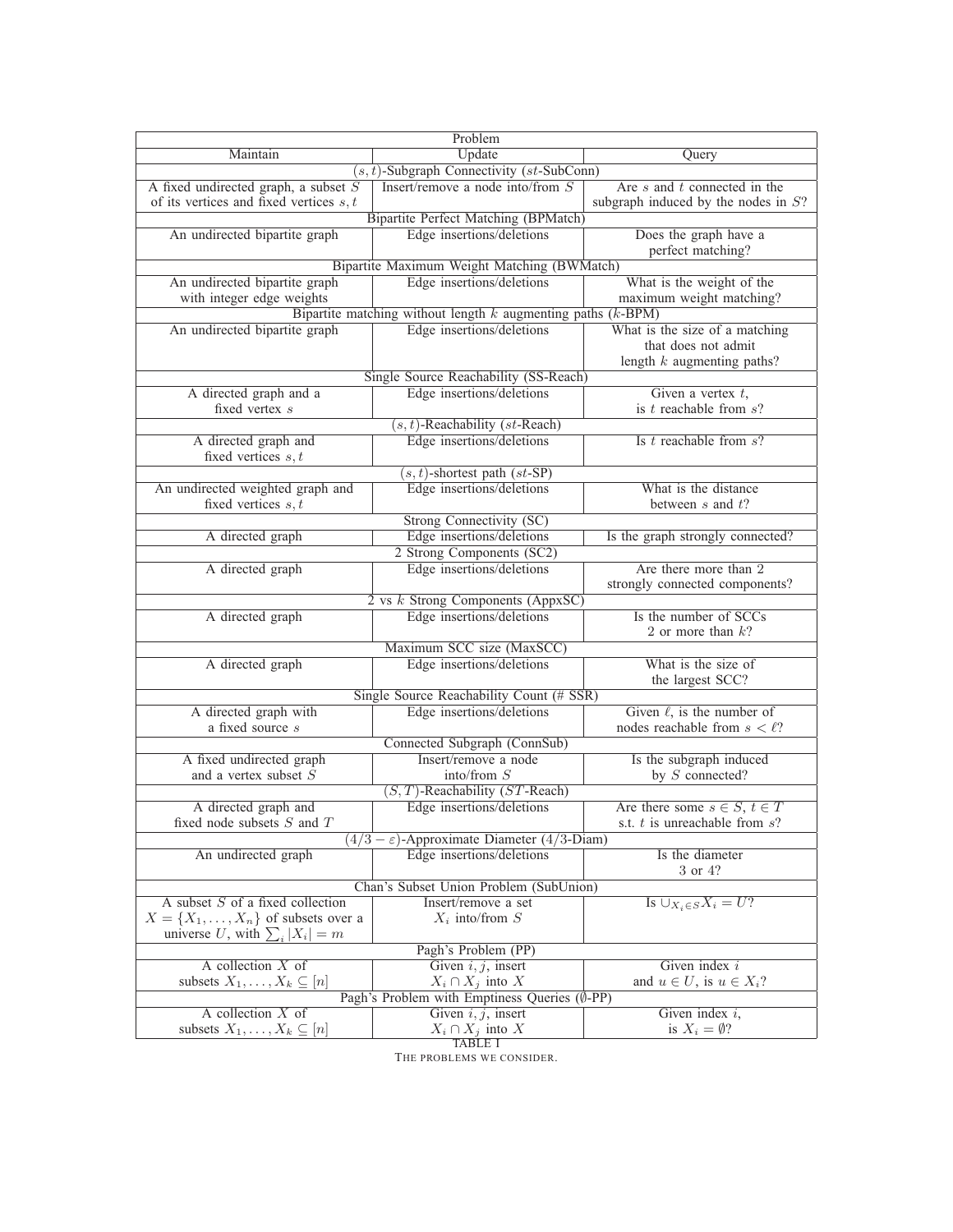| Maintain | Update | Query |
|---|---|---|
| **$(s,t)$-Subgraph Connectivity ($st$-SubConn)** | | |
| A fixed undirected graph, a subset $S$ of its vertices and fixed vertices $s,t$ | Insert/remove a node into/from $S$ | Are $s$ and $t$ connected in the subgraph induced by the nodes in $S$? |
| **Bipartite Perfect Matching (BPMatch)** | | |
| An undirected bipartite graph | Edge insertions/deletions | Does the graph have a perfect matching? |
| **Bipartite Maximum Weight Matching (BWMatch)** | | |
| An undirected bipartite graph with integer edge weights | Edge insertions/deletions | What is the weight of the maximum weight matching? |
| **Bipartite matching without length $k$ augmenting paths ($k$-BPM)** | | |
| An undirected bipartite graph | Edge insertions/deletions | What is the size of a matching that does not admit length $k$ augmenting paths? |
| **Single Source Reachability (SS-Reach)** | | |
| A directed graph and a fixed vertex $s$ | Edge insertions/deletions | Given a vertex $t$, is $t$ reachable from $s$? |
| **$(s,t)$-Reachability ($st$-Reach)** | | |
| A directed graph and fixed vertices $s,t$ | Edge insertions/deletions | Is $t$ reachable from $s$? |
| **$(s,t)$-shortest path ($st$-SP)** | | |
| An undirected weighted graph and fixed vertices $s,t$ | Edge insertions/deletions | What is the distance between $s$ and $t$? |
| **Strong Connectivity (SC)** | | |
| A directed graph | Edge insertions/deletions | Is the graph strongly connected? |
| **2 Strong Components (SC2)** | | |
| A directed graph | Edge insertions/deletions | Are there more than 2 strongly connected components? |
| **2 vs $k$ Strong Components (AppxSC)** | | |
| A directed graph | Edge insertions/deletions | Is the number of SCCs 2 or more than $k$? |
| **Maximum SCC size (MaxSCC)** | | |
| A directed graph | Edge insertions/deletions | What is the size of the largest SCC? |
| **Single Source Reachability Count (# SSR)** | | |
| A directed graph with a fixed source $s$ | Edge insertions/deletions | Given $\ell$, is the number of nodes reachable from $s < \ell$? |
| **Connected Subgraph (ConnSub)** | | |
| A fixed undirected graph and a vertex subset $S$ | Insert/remove a node into/from $S$ | Is the subgraph induced by $S$ connected? |
| **$(S,T)$-Reachability ($ST$-Reach)** | | |
| A directed graph and fixed node subsets $S$ and $T$ | Edge insertions/deletions | Are there some $s \in S$, $t \in T$ s.t. $t$ is unreachable from $s$? |
| **$(4/3-\varepsilon)$-Approximate Diameter (4/3-Diam)** | | |
| An undirected graph | Edge insertions/deletions | Is the diameter 3 or 4? |
| **Chan's Subset Union Problem (SubUnion)** | | |
| A subset $S$ of a fixed collection $X = \{X_1, \ldots, X_n\}$ of subsets over a universe $U$, with $\sum_i \lvert X_i \rvert = m$ | Insert/remove a set $X_i$ into/from $S$ | Is $\cup_{X_i \in S} X_i = U$? |
| **Pagh's Problem (PP)** | | |
| A collection $X$ of subsets $X_1, \ldots, X_k \subseteq [n]$ | Given $i, j$, insert $X_i \cap X_j$ into $X$ | Given index $i$ and $u \in U$, is $u \in X_i$? |
| **Pagh's Problem with Emptiness Queries ($\emptyset$-PP)** | | |
| A collection $X$ of subsets $X_1, \ldots, X_k \subseteq [n]$ | Given $i, j$, insert $X_i \cap X_j$ into $X$ | Given index $i$, is $X_i = \emptyset$? |

TABLE I
THE PROBLEMS WE CONSIDER.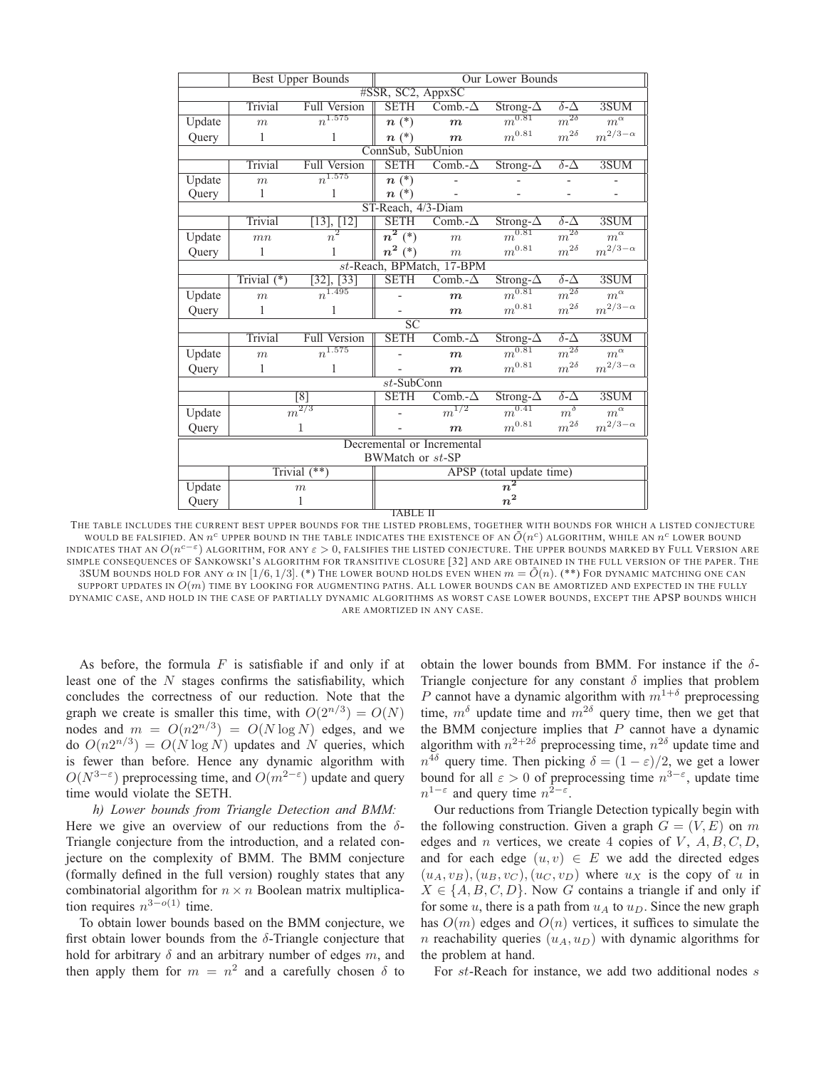| | Best Upper Bounds | | Our Lower Bounds | | | | |
|---|---|---|---|---|---|---|---|
| #SSR, SC2, AppxSC | | | | | | | |
| | Trivial | Full Version | SETH | Comb.-Δ | Strong-Δ | δ-Δ | 3SUM |
| Update | $m$ | $n^{1.575}$ | $\boldsymbol{n}$ (*) | $\boldsymbol{m}$ | $m^{0.81}$ | $m^{2\delta}$ | $m^{\alpha}$ |
| Query | 1 | 1 | $\boldsymbol{n}$ (*) | $\boldsymbol{m}$ | $m^{0.81}$ | $m^{2\delta}$ | $m^{2/3-\alpha}$ |
| ConnSub, SubUnion | | | | | | | |
| | Trivial | Full Version | SETH | Comb.-Δ | Strong-Δ | δ-Δ | 3SUM |
| Update | $m$ | $n^{1.575}$ | $\boldsymbol{n}$ (*) | - | - | - | - |
| Query | 1 | 1 | $\boldsymbol{n}$ (*) | - | - | - | - |
| ST-Reach, 4/3-Diam | | | | | | | |
| | Trivial | [13], [12] | SETH | Comb.-Δ | Strong-Δ | δ-Δ | 3SUM |
| Update | $mn$ | $n^2$ | $\boldsymbol{n^2}$ (*) | $m$ | $m^{0.81}$ | $m^{2\delta}$ | $m^{\alpha}$ |
| Query | 1 | 1 | $\boldsymbol{n^2}$ (*) | $m$ | $m^{0.81}$ | $m^{2\delta}$ | $m^{2/3-\alpha}$ |
| $st$-Reach, BPMatch, 17-BPM | | | | | | | |
| | Trivial (*) | [32], [33] | SETH | Comb.-Δ | Strong-Δ | δ-Δ | 3SUM |
| Update | $m$ | $n^{1.495}$ | - | $\boldsymbol{m}$ | $m^{0.81}$ | $m^{2\delta}$ | $m^{\alpha}$ |
| Query | 1 | 1 | - | $\boldsymbol{m}$ | $m^{0.81}$ | $m^{2\delta}$ | $m^{2/3-\alpha}$ |
| SC | | | | | | | |
| | Trivial | Full Version | SETH | Comb.-Δ | Strong-Δ | δ-Δ | 3SUM |
| Update | $m$ | $n^{1.575}$ | - | $\boldsymbol{m}$ | $m^{0.81}$ | $m^{2\delta}$ | $m^{\alpha}$ |
| Query | 1 | 1 | - | $\boldsymbol{m}$ | $m^{0.81}$ | $m^{2\delta}$ | $m^{2/3-\alpha}$ |
| $st$-SubConn | | | | | | | |
| | [8] | | SETH | Comb.-Δ | Strong-Δ | δ-Δ | 3SUM |
| Update | $m^{2/3}$ | | - | $m^{1/2}$ | $m^{0.41}$ | $m^{\delta}$ | $m^{\alpha}$ |
| Query | 1 | | - | $\boldsymbol{m}$ | $m^{0.81}$ | $m^{2\delta}$ | $m^{2/3-\alpha}$ |
| Decremental or Incremental BWMatch or $st$-SP | | | | | | | |
| | Trivial (**) | | APSP (total update time) | | | | |
| Update | $m$ | | $\boldsymbol{n^2}$ | | | | |
| Query | 1 | | $\boldsymbol{n^2}$ | | | | |

TABLE II

THE TABLE INCLUDES THE CURRENT BEST UPPER BOUNDS FOR THE LISTED PROBLEMS, TOGETHER WITH BOUNDS FOR WHICH A LISTED CONJECTURE WOULD BE FALSIFIED. AN $n^c$ UPPER BOUND IN THE TABLE INDICATES THE EXISTENCE OF AN $\tilde{O}(n^c)$ ALGORITHM, WHILE AN $n^c$ LOWER BOUND INDICATES THAT AN $O(n^{c-\varepsilon})$ ALGORITHM, FOR ANY $\varepsilon > 0$, FALSIFIES THE LISTED CONJECTURE. THE UPPER BOUNDS MARKED BY FULL VERSION ARE SIMPLE CONSEQUENCES OF SANKOWSKI'S ALGORITHM FOR TRANSITIVE CLOSURE [32] AND ARE OBTAINED IN THE FULL VERSION OF THE PAPER. THE 3SUM BOUNDS HOLD FOR ANY $\alpha$ IN $[1/6, 1/3]$. (*) THE LOWER BOUND HOLDS EVEN WHEN $m = \tilde{O}(n)$. (**) FOR DYNAMIC MATCHING ONE CAN SUPPORT UPDATES IN $O(m)$ TIME BY LOOKING FOR AUGMENTING PATHS. ALL LOWER BOUNDS CAN BE AMORTIZED AND EXPECTED IN THE FULLY DYNAMIC CASE, AND HOLD IN THE CASE OF PARTIALLY DYNAMIC ALGORITHMS AS WORST CASE LOWER BOUNDS, EXCEPT THE APSP BOUNDS WHICH ARE AMORTIZED IN ANY CASE.

As before, the formula $F$ is satisfiable if and only if at least one of the $N$ stages confirms the satisfiability, which concludes the correctness of our reduction. Note that the graph we create is smaller this time, with $O(2^{n/3}) = O(N)$ nodes and $m = O(n2^{n/3}) = O(N \log N)$ edges, and we do $O(n2^{n/3}) = O(N \log N)$ updates and $N$ queries, which is fewer than before. Hence any dynamic algorithm with $O(N^{3-\varepsilon})$ preprocessing time, and $O(m^{2-\varepsilon})$ update and query time would violate the SETH.

*h) Lower bounds from Triangle Detection and BMM:* Here we give an overview of our reductions from the $\delta$-Triangle conjecture from the introduction, and a related conjecture on the complexity of BMM. The BMM conjecture (formally defined in the full version) roughly states that any combinatorial algorithm for $n \times n$ Boolean matrix multiplication requires $n^{3-o(1)}$ time.

To obtain lower bounds based on the BMM conjecture, we first obtain lower bounds from the $\delta$-Triangle conjecture that hold for arbitrary $\delta$ and an arbitrary number of edges $m$, and then apply them for $m = n^2$ and a carefully chosen $\delta$ to obtain the lower bounds from BMM. For instance if the $\delta$-Triangle conjecture for any constant $\delta$ implies that problem $P$ cannot have a dynamic algorithm with $m^{1+\delta}$ preprocessing time, $m^{\delta}$ update time and $m^{2\delta}$ query time, then we get that the BMM conjecture implies that $P$ cannot have a dynamic algorithm with $n^{2+2\delta}$ preprocessing time, $n^{2\delta}$ update time and $n^{4\delta}$ query time. Then picking $\delta = (1-\varepsilon)/2$, we get a lower bound for all $\varepsilon > 0$ of preprocessing time $n^{3-\varepsilon}$, update time $n^{1-\varepsilon}$ and query time $n^{2-\varepsilon}$.

Our reductions from Triangle Detection typically begin with the following construction. Given a graph $G = (V, E)$ on $m$ edges and $n$ vertices, we create 4 copies of $V$, $A, B, C, D$, and for each edge $(u, v) \in E$ we add the directed edges $(u_A, v_B), (u_B, v_C), (u_C, v_D)$ where $u_X$ is the copy of $u$ in $X \in \{A, B, C, D\}$. Now $G$ contains a triangle if and only if for some $u$, there is a path from $u_A$ to $u_D$. Since the new graph has $O(m)$ edges and $O(n)$ vertices, it suffices to simulate the $n$ reachability queries $(u_A, u_D)$ with dynamic algorithms for the problem at hand.

For $st$-Reach for instance, we add two additional nodes $s$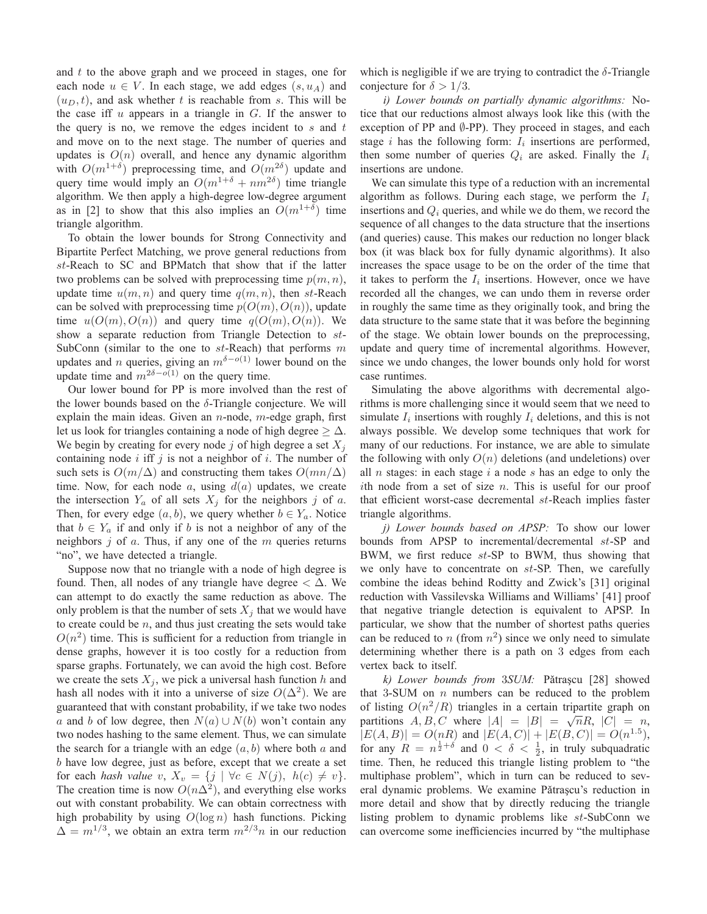and $t$ to the above graph and we proceed in stages, one for each node $u \in V$. In each stage, we add edges $(s, u_A)$ and $(u_D, t)$, and ask whether $t$ is reachable from $s$. This will be the case iff $u$ appears in a triangle in $G$. If the answer to the query is no, we remove the edges incident to $s$ and $t$ and move on to the next stage. The number of queries and updates is $O(n)$ overall, and hence any dynamic algorithm with $O(m^{1+\delta})$ preprocessing time, and $O(m^{2\delta})$ update and query time would imply an $O(m^{1+\delta} + nm^{2\delta})$ time triangle algorithm. We then apply a high-degree low-degree argument as in [2] to show that this also implies an $O(m^{1+\delta})$ time triangle algorithm.

To obtain the lower bounds for Strong Connectivity and Bipartite Perfect Matching, we prove general reductions from $st$-Reach to SC and BPMatch that show that if the latter two problems can be solved with preprocessing time $p(m, n)$, update time $u(m, n)$ and query time $q(m, n)$, then $st$-Reach can be solved with preprocessing time $p(O(m), O(n))$, update time $u(O(m), O(n))$ and query time $q(O(m), O(n))$. We show a separate reduction from Triangle Detection to $st$-SubConn (similar to the one to $st$-Reach) that performs $m$ updates and $n$ queries, giving an $m^{\delta - o(1)}$ lower bound on the update time and $m^{2\delta - o(1)}$ on the query time.

Our lower bound for PP is more involved than the rest of the lower bounds based on the $\delta$-Triangle conjecture. We will explain the main ideas. Given an $n$-node, $m$-edge graph, first let us look for triangles containing a node of high degree $\geq \Delta$. We begin by creating for every node $j$ of high degree a set $X_j$ containing node $i$ iff $j$ is not a neighbor of $i$. The number of such sets is $O(m/\Delta)$ and constructing them takes $O(mn/\Delta)$ time. Now, for each node $a$, using $d(a)$ updates, we create the intersection $Y_a$ of all sets $X_j$ for the neighbors $j$ of $a$. Then, for every edge $(a, b)$, we query whether $b \in Y_a$. Notice that $b \in Y_a$ if and only if $b$ is not a neighbor of any of the neighbors $j$ of $a$. Thus, if any one of the $m$ queries returns "no", we have detected a triangle.

Suppose now that no triangle with a node of high degree is found. Then, all nodes of any triangle have degree $< \Delta$. We can attempt to do exactly the same reduction as above. The only problem is that the number of sets $X_j$ that we would have to create could be $n$, and thus just creating the sets would take $O(n^2)$ time. This is sufficient for a reduction from triangle in dense graphs, however it is too costly for a reduction from sparse graphs. Fortunately, we can avoid the high cost. Before we create the sets $X_j$, we pick a universal hash function $h$ and hash all nodes with it into a universe of size $O(\Delta^2)$. We are guaranteed that with constant probability, if we take two nodes $a$ and $b$ of low degree, then $N(a) \cup N(b)$ won't contain any two nodes hashing to the same element. Thus, we can simulate the search for a triangle with an edge $(a, b)$ where both $a$ and $b$ have low degree, just as before, except that we create a set for each *hash value* $v$, $X_v = \{j \mid \forall c \in N(j),\ h(c) \neq v\}$. The creation time is now $O(n\Delta^2)$, and everything else works out with constant probability. We can obtain correctness with high probability by using $O(\log n)$ hash functions. Picking $\Delta = m^{1/3}$, we obtain an extra term $m^{2/3}n$ in our reduction which is negligible if we are trying to contradict the $\delta$-Triangle conjecture for $\delta > 1/3$.

*i) Lower bounds on partially dynamic algorithms:* Notice that our reductions almost always look like this (with the exception of PP and $\emptyset$-PP). They proceed in stages, and each stage $i$ has the following form: $I_i$ insertions are performed, then some number of queries $Q_i$ are asked. Finally the $I_i$ insertions are undone.

We can simulate this type of a reduction with an incremental algorithm as follows. During each stage, we perform the $I_i$ insertions and $Q_i$ queries, and while we do them, we record the sequence of all changes to the data structure that the insertions (and queries) cause. This makes our reduction no longer black box (it was black box for fully dynamic algorithms). It also increases the space usage to be on the order of the time that it takes to perform the $I_i$ insertions. However, once we have recorded all the changes, we can undo them in reverse order in roughly the same time as they originally took, and bring the data structure to the same state that it was before the beginning of the stage. We obtain lower bounds on the preprocessing, update and query time of incremental algorithms. However, since we undo changes, the lower bounds only hold for worst case runtimes.

Simulating the above algorithms with decremental algorithms is more challenging since it would seem that we need to simulate $I_i$ insertions with roughly $I_i$ deletions, and this is not always possible. We develop some techniques that work for many of our reductions. For instance, we are able to simulate the following with only $O(n)$ deletions (and undeletions) over all $n$ stages: in each stage $i$ a node $s$ has an edge to only the $i$th node from a set of size $n$. This is useful for our proof that efficient worst-case decremental $st$-Reach implies faster triangle algorithms.

*j) Lower bounds based on APSP:* To show our lower bounds from APSP to incremental/decremental $st$-SP and BWM, we first reduce $st$-SP to BWM, thus showing that we only have to concentrate on $st$-SP. Then, we carefully combine the ideas behind Roditty and Zwick's [31] original reduction with Vassilevska Williams and Williams' [41] proof that negative triangle detection is equivalent to APSP. In particular, we show that the number of shortest paths queries can be reduced to $n$ (from $n^2$) since we only need to simulate determining whether there is a path on 3 edges from each vertex back to itself.

*k) Lower bounds from 3SUM:* Pătraşcu [28] showed that 3-SUM on $n$ numbers can be reduced to the problem of listing $O(n^2/R)$ triangles in a certain tripartite graph on partitions $A, B, C$ where $|A| = |B| = \sqrt{n}R$, $|C| = n$, $|E(A, B)| = O(nR)$ and $|E(A, C)| + |E(B, C)| = O(n^{1.5})$, for any $R = n^{\frac{1}{2}+\delta}$ and $0 < \delta < \frac{1}{2}$, in truly subquadratic time. Then, he reduced this triangle listing problem to "the multiphase problem", which in turn can be reduced to several dynamic problems. We examine Pătraşcu's reduction in more detail and show that by directly reducing the triangle listing problem to dynamic problems like $st$-SubConn we can overcome some inefficiencies incurred by "the multiphase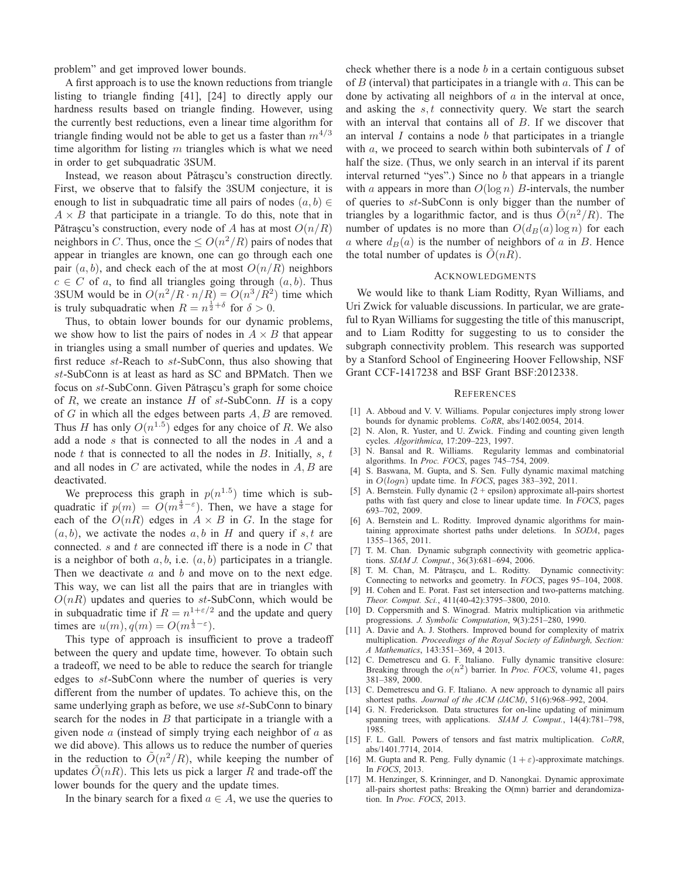problem" and get improved lower bounds.

A first approach is to use the known reductions from triangle listing to triangle finding [41], [24] to directly apply our hardness results based on triangle finding. However, using the currently best reductions, even a linear time algorithm for triangle finding would not be able to get us a faster than $m^{4/3}$ time algorithm for listing $m$ triangles which is what we need in order to get subquadratic 3SUM.

Instead, we reason about Pătraşcu's construction directly. First, we observe that to falsify the 3SUM conjecture, it is enough to list in subquadratic time all pairs of nodes $(a, b) \in A \times B$ that participate in a triangle. To do this, note that in Pătraşcu's construction, every node of $A$ has at most $O(n/R)$ neighbors in $C$. Thus, once the $\leq O(n^2/R)$ pairs of nodes that appear in triangles are known, one can go through each one pair $(a, b)$, and check each of the at most $O(n/R)$ neighbors $c \in C$ of $a$, to find all triangles going through $(a, b)$. Thus 3SUM would be in $O(n^2/R \cdot n/R) = O(n^3/R^2)$ time which is truly subquadratic when $R = n^{\frac{1}{2}+\delta}$ for $\delta > 0$.

Thus, to obtain lower bounds for our dynamic problems, we show how to list the pairs of nodes in $A \times B$ that appear in triangles using a small number of queries and updates. We first reduce $st$-Reach to $st$-SubConn, thus also showing that $st$-SubConn is at least as hard as SC and BPMatch. Then we focus on $st$-SubConn. Given Pătraşcu's graph for some choice of $R$, we create an instance $H$ of $st$-SubConn. $H$ is a copy of $G$ in which all the edges between parts $A, B$ are removed. Thus $H$ has only $O(n^{1.5})$ edges for any choice of $R$. We also add a node $s$ that is connected to all the nodes in $A$ and a node $t$ that is connected to all the nodes in $B$. Initially, $s$, $t$ and all nodes in $C$ are activated, while the nodes in $A, B$ are deactivated.

We preprocess this graph in $p(n^{1.5})$ time which is subquadratic if $p(m) = O(m^{\frac{4}{3}-\varepsilon})$. Then, we have a stage for each of the $O(nR)$ edges in $A \times B$ in $G$. In the stage for $(a, b)$, we activate the nodes $a, b$ in $H$ and query if $s, t$ are connected. $s$ and $t$ are connected iff there is a node in $C$ that is a neighbor of both $a, b$, i.e. $(a, b)$ participates in a triangle. Then we deactivate $a$ and $b$ and move on to the next edge. This way, we can list all the pairs that are in triangles with $O(nR)$ updates and queries to $st$-SubConn, which would be in subquadratic time if $R = n^{1+\varepsilon/2}$ and the update and query times are $u(m), q(m) = O(m^{\frac{1}{3}-\varepsilon})$.

This type of approach is insufficient to prove a tradeoff between the query and update time, however. To obtain such a tradeoff, we need to be able to reduce the search for triangle edges to $st$-SubConn where the number of queries is very different from the number of updates. To achieve this, on the same underlying graph as before, we use $st$-SubConn to binary search for the nodes in $B$ that participate in a triangle with a given node $a$ (instead of simply trying each neighbor of $a$ as we did above). This allows us to reduce the number of queries in the reduction to $\tilde{O}(n^2/R)$, while keeping the number of updates $\tilde{O}(nR)$. This lets us pick a larger $R$ and trade-off the lower bounds for the query and the update times.

In the binary search for a fixed $a \in A$, we use the queries to check whether there is a node $b$ in a certain contiguous subset of $B$ (interval) that participates in a triangle with $a$. This can be done by activating all neighbors of $a$ in the interval at once, and asking the $s, t$ connectivity query. We start the search with an interval that contains all of $B$. If we discover that an interval $I$ contains a node $b$ that participates in a triangle with $a$, we proceed to search within both subintervals of $I$ of half the size. (Thus, we only search in an interval if its parent interval returned "yes".) Since no $b$ that appears in a triangle with $a$ appears in more than $O(\log n)$ $B$-intervals, the number of queries to $st$-SubConn is only bigger than the number of triangles by a logarithmic factor, and is thus $\tilde{O}(n^2/R)$. The number of updates is no more than $O(d_B(a) \log n)$ for each $a$ where $d_B(a)$ is the number of neighbors of $a$ in $B$. Hence the total number of updates is $\tilde{O}(nR)$.

## Acknowledgments

We would like to thank Liam Roditty, Ryan Williams, and Uri Zwick for valuable discussions. In particular, we are grateful to Ryan Williams for suggesting the title of this manuscript, and to Liam Roditty for suggesting to us to consider the subgraph connectivity problem. This research was supported by a Stanford School of Engineering Hoover Fellowship, NSF Grant CCF-1417238 and BSF Grant BSF:2012338.

## References

[1] A. Abboud and V. V. Williams. Popular conjectures imply strong lower bounds for dynamic problems. *CoRR*, abs/1402.0054, 2014.

[2] N. Alon, R. Yuster, and U. Zwick. Finding and counting given length cycles. *Algorithmica*, 17:209–223, 1997.

[3] N. Bansal and R. Williams. Regularity lemmas and combinatorial algorithms. In *Proc. FOCS*, pages 745–754, 2009.

[4] S. Baswana, M. Gupta, and S. Sen. Fully dynamic maximal matching in $O(logn)$ update time. In *FOCS*, pages 383–392, 2011.

[5] A. Bernstein. Fully dynamic (2 + epsilon) approximate all-pairs shortest paths with fast query and close to linear update time. In *FOCS*, pages 693–702, 2009.

[6] A. Bernstein and L. Roditty. Improved dynamic algorithms for maintaining approximate shortest paths under deletions. In *SODA*, pages 1355–1365, 2011.

[7] T. M. Chan. Dynamic subgraph connectivity with geometric applications. *SIAM J. Comput.*, 36(3):681–694, 2006.

[8] T. M. Chan, M. Pătraşcu, and L. Roditty. Dynamic connectivity: Connecting to networks and geometry. In *FOCS*, pages 95–104, 2008.

[9] H. Cohen and E. Porat. Fast set intersection and two-patterns matching. *Theor. Comput. Sci.*, 411(40-42):3795–3800, 2010.

[10] D. Coppersmith and S. Winograd. Matrix multiplication via arithmetic progressions. *J. Symbolic Computation*, 9(3):251–280, 1990.

[11] A. Davie and A. J. Stothers. Improved bound for complexity of matrix multiplication. *Proceedings of the Royal Society of Edinburgh, Section: A Mathematics*, 143:351–369, 4 2013.

[12] C. Demetrescu and G. F. Italiano. Fully dynamic transitive closure: Breaking through the $o(n^2)$ barrier. In *Proc. FOCS*, volume 41, pages 381–389, 2000.

[13] C. Demetrescu and G. F. Italiano. A new approach to dynamic all pairs shortest paths. *Journal of the ACM (JACM)*, 51(6):968–992, 2004.

[14] G. N. Frederickson. Data structures for on-line updating of minimum spanning trees, with applications. *SIAM J. Comput.*, 14(4):781–798, 1985.

[15] F. L. Gall. Powers of tensors and fast matrix multiplication. *CoRR*, abs/1401.7714, 2014.

[16] M. Gupta and R. Peng. Fully dynamic $(1+\varepsilon)$-approximate matchings. In *FOCS*, 2013.

[17] M. Henzinger, S. Krinninger, and D. Nanongkai. Dynamic approximate all-pairs shortest paths: Breaking the O(mn) barrier and derandomization. In *Proc. FOCS*, 2013.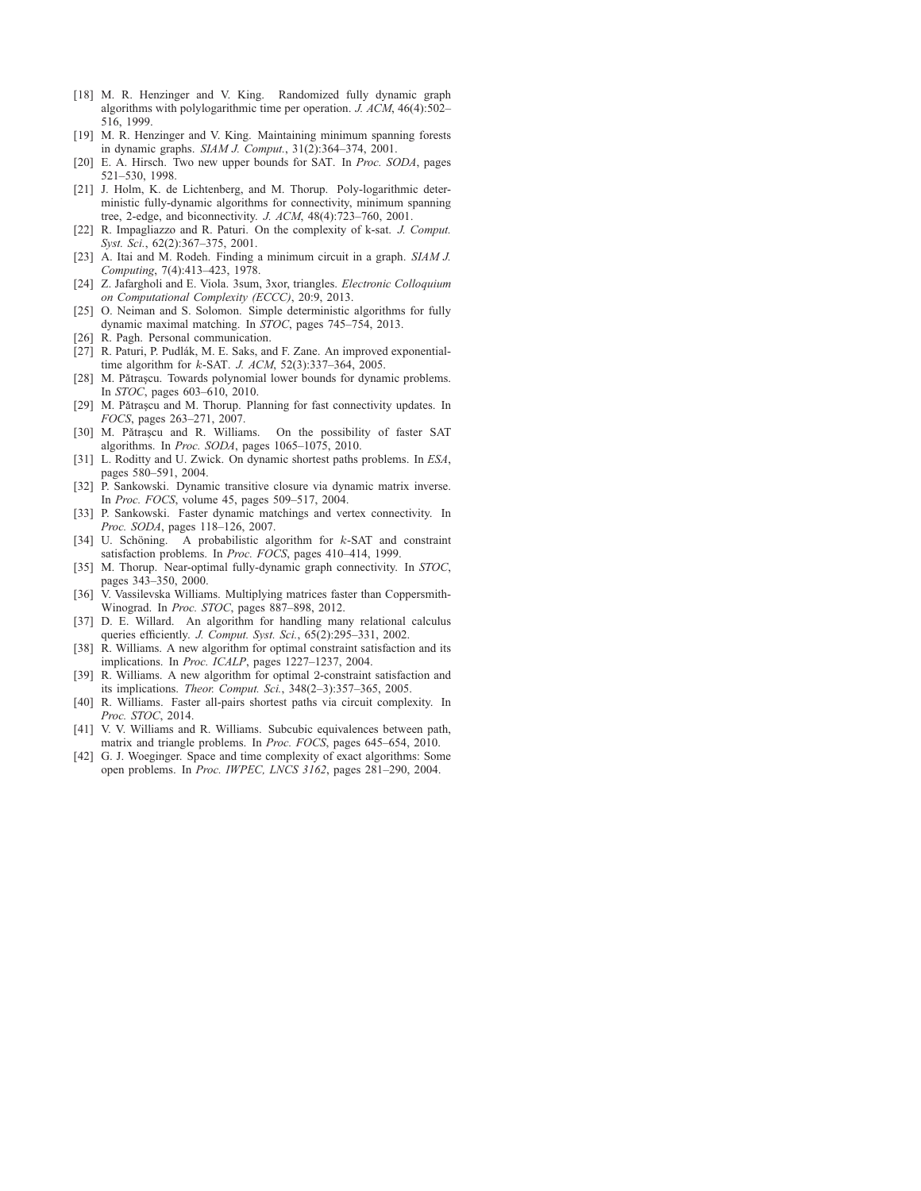[18] M. R. Henzinger and V. King. Randomized fully dynamic graph algorithms with polylogarithmic time per operation. *J. ACM*, 46(4):502–516, 1999.

[19] M. R. Henzinger and V. King. Maintaining minimum spanning forests in dynamic graphs. *SIAM J. Comput.*, 31(2):364–374, 2001.

[20] E. A. Hirsch. Two new upper bounds for SAT. In *Proc. SODA*, pages 521–530, 1998.

[21] J. Holm, K. de Lichtenberg, and M. Thorup. Poly-logarithmic deterministic fully-dynamic algorithms for connectivity, minimum spanning tree, 2-edge, and biconnectivity. *J. ACM*, 48(4):723–760, 2001.

[22] R. Impagliazzo and R. Paturi. On the complexity of k-sat. *J. Comput. Syst. Sci.*, 62(2):367–375, 2001.

[23] A. Itai and M. Rodeh. Finding a minimum circuit in a graph. *SIAM J. Computing*, 7(4):413–423, 1978.

[24] Z. Jafargholi and E. Viola. 3sum, 3xor, triangles. *Electronic Colloquium on Computational Complexity (ECCC)*, 20:9, 2013.

[25] O. Neiman and S. Solomon. Simple deterministic algorithms for fully dynamic maximal matching. In *STOC*, pages 745–754, 2013.

[26] R. Pagh. Personal communication.

[27] R. Paturi, P. Pudlák, M. E. Saks, and F. Zane. An improved exponential-time algorithm for $k$-SAT. *J. ACM*, 52(3):337–364, 2005.

[28] M. Pătraşcu. Towards polynomial lower bounds for dynamic problems. In *STOC*, pages 603–610, 2010.

[29] M. Pătraşcu and M. Thorup. Planning for fast connectivity updates. In *FOCS*, pages 263–271, 2007.

[30] M. Pătraşcu and R. Williams. On the possibility of faster SAT algorithms. In *Proc. SODA*, pages 1065–1075, 2010.

[31] L. Roditty and U. Zwick. On dynamic shortest paths problems. In *ESA*, pages 580–591, 2004.

[32] P. Sankowski. Dynamic transitive closure via dynamic matrix inverse. In *Proc. FOCS*, volume 45, pages 509–517, 2004.

[33] P. Sankowski. Faster dynamic matchings and vertex connectivity. In *Proc. SODA*, pages 118–126, 2007.

[34] U. Schöning. A probabilistic algorithm for $k$-SAT and constraint satisfaction problems. In *Proc. FOCS*, pages 410–414, 1999.

[35] M. Thorup. Near-optimal fully-dynamic graph connectivity. In *STOC*, pages 343–350, 2000.

[36] V. Vassilevska Williams. Multiplying matrices faster than Coppersmith-Winograd. In *Proc. STOC*, pages 887–898, 2012.

[37] D. E. Willard. An algorithm for handling many relational calculus queries efficiently. *J. Comput. Syst. Sci.*, 65(2):295–331, 2002.

[38] R. Williams. A new algorithm for optimal constraint satisfaction and its implications. In *Proc. ICALP*, pages 1227–1237, 2004.

[39] R. Williams. A new algorithm for optimal 2-constraint satisfaction and its implications. *Theor. Comput. Sci.*, 348(2–3):357–365, 2005.

[40] R. Williams. Faster all-pairs shortest paths via circuit complexity. In *Proc. STOC*, 2014.

[41] V. V. Williams and R. Williams. Subcubic equivalences between path, matrix and triangle problems. In *Proc. FOCS*, pages 645–654, 2010.

[42] G. J. Woeginger. Space and time complexity of exact algorithms: Some open problems. In *Proc. IWPEC, LNCS 3162*, pages 281–290, 2004.